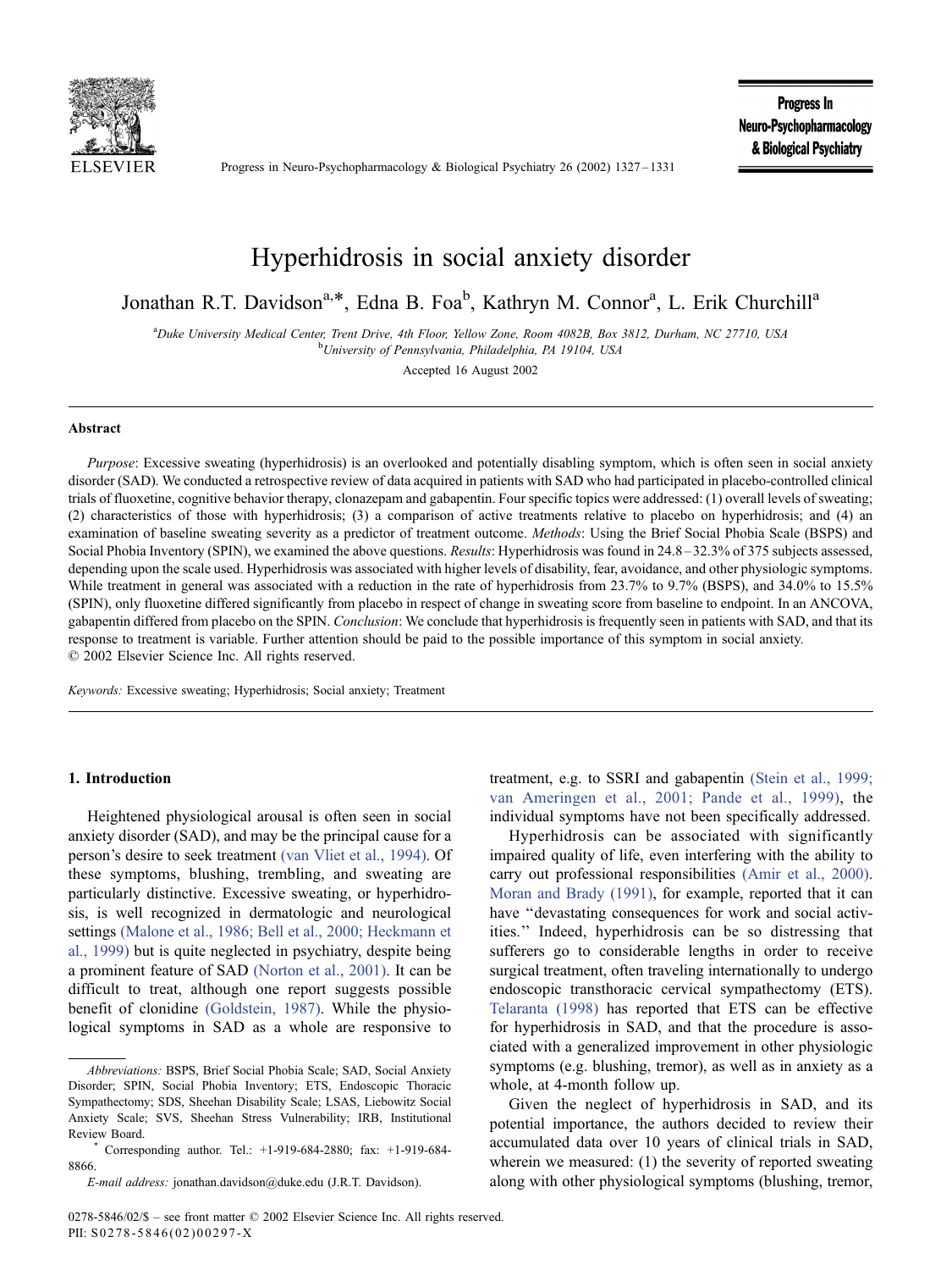# Hyperhidrosis in social anxiety disorder

Jonathan R.T. Davidson[a,*], Edna B. Foa[b], Kathryn M. Connor[a], L. Erik Churchill[a]

[a]Duke University Medical Center, Trent Drive, 4th Floor, Yellow Zone, Room 4082B, Box 3812, Durham, NC 27710, USA

[b]University of Pennsylvania, Philadelphia, PA 19104, USA

Accepted 16 August 2002

## Abstract

*Purpose*: Excessive sweating (hyperhidrosis) is an overlooked and potentially disabling symptom, which is often seen in social anxiety disorder (SAD). We conducted a retrospective review of data acquired in patients with SAD who had participated in placebo-controlled clinical trials of fluoxetine, cognitive behavior therapy, clonazepam and gabapentin. Four specific topics were addressed: (1) overall levels of sweating; (2) characteristics of those with hyperhidrosis; (3) a comparison of active treatments relative to placebo on hyperhidrosis; and (4) an examination of baseline sweating severity as a predictor of treatment outcome. *Methods*: Using the Brief Social Phobia Scale (BSPS) and Social Phobia Inventory (SPIN), we examined the above questions. *Results*: Hyperhidrosis was found in 24.8–32.3% of 375 subjects assessed, depending upon the scale used. Hyperhidrosis was associated with higher levels of disability, fear, avoidance, and other physiologic symptoms. While treatment in general was associated with a reduction in the rate of hyperhidrosis from 23.7% to 9.7% (BSPS), and 34.0% to 15.5% (SPIN), only fluoxetine differed significantly from placebo in respect of change in sweating score from baseline to endpoint. In an ANCOVA, gabapentin differed from placebo on the SPIN. *Conclusion*: We conclude that hyperhidrosis is frequently seen in patients with SAD, and that its response to treatment is variable. Further attention should be paid to the possible importance of this symptom in social anxiety.

© 2002 Elsevier Science Inc. All rights reserved.

*Keywords:* Excessive sweating; Hyperhidrosis; Social anxiety; Treatment

## 1. Introduction

Heightened physiological arousal is often seen in social anxiety disorder (SAD), and may be the principal cause for a person's desire to seek treatment (van Vliet et al., 1994). Of these symptoms, blushing, trembling, and sweating are particularly distinctive. Excessive sweating, or hyperhidrosis, is well recognized in dermatologic and neurological settings (Malone et al., 1986; Bell et al., 2000; Heckmann et al., 1999) but is quite neglected in psychiatry, despite being a prominent feature of SAD (Norton et al., 2001). It can be difficult to treat, although one report suggests possible benefit of clonidine (Goldstein, 1987). While the physiological symptoms in SAD as a whole are responsive to treatment, e.g. to SSRI and gabapentin (Stein et al., 1999; van Ameringen et al., 2001; Pande et al., 1999), the individual symptoms have not been specifically addressed.

Hyperhidrosis can be associated with significantly impaired quality of life, even interfering with the ability to carry out professional responsibilities (Amir et al., 2000). Moran and Brady (1991), for example, reported that it can have "devastating consequences for work and social activities." Indeed, hyperhidrosis can be so distressing that sufferers go to considerable lengths in order to receive surgical treatment, often traveling internationally to undergo endoscopic transthoracic cervical sympathectomy (ETS). Telaranta (1998) has reported that ETS can be effective for hyperhidrosis in SAD, and that the procedure is associated with a generalized improvement in other physiologic symptoms (e.g. blushing, tremor), as well as in anxiety as a whole, at 4-month follow up.

Given the neglect of hyperhidrosis in SAD, and its potential importance, the authors decided to review their accumulated data over 10 years of clinical trials in SAD, wherein we measured: (1) the severity of reported sweating along with other physiological symptoms (blushing, tremor,

---

*Abbreviations:* BSPS, Brief Social Phobia Scale; SAD, Social Anxiety Disorder; SPIN, Social Phobia Inventory; ETS, Endoscopic Thoracic Sympathectomy; SDS, Sheehan Disability Scale; LSAS, Liebowitz Social Anxiety Scale; SVS, Sheehan Stress Vulnerability; IRB, Institutional Review Board.

\* Corresponding author. Tel.: +1-919-684-2880; fax: +1-919-684-8866.

*E-mail address:* jonathan.davidson@duke.edu (J.R.T. Davidson).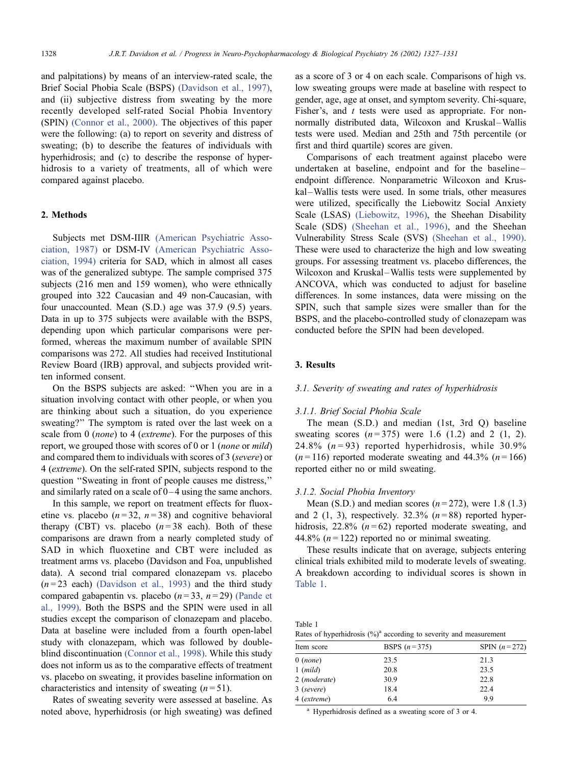and palpitations) by means of an interview-rated scale, the Brief Social Phobia Scale (BSPS) (Davidson et al., 1997), and (ii) subjective distress from sweating by the more recently developed self-rated Social Phobia Inventory (SPIN) (Connor et al., 2000). The objectives of this paper were the following: (a) to report on severity and distress of sweating; (b) to describe the features of individuals with hyperhidrosis; and (c) to describe the response of hyperhidrosis to a variety of treatments, all of which were compared against placebo.

## 2. Methods

Subjects met DSM-IIIR (American Psychiatric Association, 1987) or DSM-IV (American Psychiatric Association, 1994) criteria for SAD, which in almost all cases was of the generalized subtype. The sample comprised 375 subjects (216 men and 159 women), who were ethnically grouped into 322 Caucasian and 49 non-Caucasian, with four unaccounted. Mean (S.D.) age was 37.9 (9.5) years. Data in up to 375 subjects were available with the BSPS, depending upon which particular comparisons were performed, whereas the maximum number of available SPIN comparisons was 272. All studies had received Institutional Review Board (IRB) approval, and subjects provided written informed consent.

On the BSPS subjects are asked: "When you are in a situation involving contact with other people, or when you are thinking about such a situation, do you experience sweating?" The symptom is rated over the last week on a scale from 0 (*none*) to 4 (*extreme*). For the purposes of this report, we grouped those with scores of 0 or 1 (*none* or *mild*) and compared them to individuals with scores of 3 (*severe*) or 4 (*extreme*). On the self-rated SPIN, subjects respond to the question "Sweating in front of people causes me distress," and similarly rated on a scale of 0–4 using the same anchors.

In this sample, we report on treatment effects for fluoxetine vs. placebo ($n = 32$, $n = 38$) and cognitive behavioral therapy (CBT) vs. placebo ($n = 38$ each). Both of these comparisons are drawn from a nearly completed study of SAD in which fluoxetine and CBT were included as treatment arms vs. placebo (Davidson and Foa, unpublished data). A second trial compared clonazepam vs. placebo ($n = 23$ each) (Davidson et al., 1993) and the third study compared gabapentin vs. placebo ($n = 33$, $n = 29$) (Pande et al., 1999). Both the BSPS and the SPIN were used in all studies except the comparison of clonazepam and placebo. Data at baseline were included from a fourth open-label study with clonazepam, which was followed by double-blind discontinuation (Connor et al., 1998). While this study does not inform us as to the comparative effects of treatment vs. placebo on sweating, it provides baseline information on characteristics and intensity of sweating ($n = 51$).

Rates of sweating severity were assessed at baseline. As noted above, hyperhidrosis (or high sweating) was defined as a score of 3 or 4 on each scale. Comparisons of high vs. low sweating groups were made at baseline with respect to gender, age, age at onset, and symptom severity. Chi-square, Fisher's, and $t$ tests were used as appropriate. For non-normally distributed data, Wilcoxon and Kruskal–Wallis tests were used. Median and 25th and 75th percentile (or first and third quartile) scores are given.

Comparisons of each treatment against placebo were undertaken at baseline, endpoint and for the baseline–endpoint difference. Nonparametric Wilcoxon and Kruskal–Wallis tests were used. In some trials, other measures were utilized, specifically the Liebowitz Social Anxiety Scale (LSAS) (Liebowitz, 1996), the Sheehan Disability Scale (SDS) (Sheehan et al., 1996), and the Sheehan Vulnerability Stress Scale (SVS) (Sheehan et al., 1990). These were used to characterize the high and low sweating groups. For assessing treatment vs. placebo differences, the Wilcoxon and Kruskal–Wallis tests were supplemented by ANCOVA, which was conducted to adjust for baseline differences. In some instances, data were missing on the SPIN, such that sample sizes were smaller than for the BSPS, and the placebo-controlled study of clonazepam was conducted before the SPIN had been developed.

## 3. Results

### *3.1. Severity of sweating and rates of hyperhidrosis*

#### *3.1.1. Brief Social Phobia Scale*

The mean (S.D.) and median (1st, 3rd Q) baseline sweating scores ($n = 375$) were 1.6 (1.2) and 2 (1, 2). 24.8% ($n = 93$) reported hyperhidrosis, while 30.9% ($n = 116$) reported moderate sweating and 44.3% ($n = 166$) reported either no or mild sweating.

#### *3.1.2. Social Phobia Inventory*

Mean (S.D.) and median scores ($n = 272$), were 1.8 (1.3) and 2 (1, 3), respectively. 32.3% ($n = 88$) reported hyperhidrosis, 22.8% ($n = 62$) reported moderate sweating, and 44.8% ($n = 122$) reported no or minimal sweating.

These results indicate that on average, subjects entering clinical trials exhibited mild to moderate levels of sweating. A breakdown according to individual scores is shown in Table 1.

Table 1
Rates of hyperhidrosis (%)[a] according to severity and measurement

| Item score | BSPS ($n = 375$) | SPIN ($n = 272$) |
|---|---|---|
| 0 (*none*) | 23.5 | 21.3 |
| 1 (*mild*) | 20.8 | 23.5 |
| 2 (*moderate*) | 30.9 | 22.8 |
| 3 (*severe*) | 18.4 | 22.4 |
| 4 (*extreme*) | 6.4 | 9.9 |

[a] Hyperhidrosis defined as a sweating score of 3 or 4.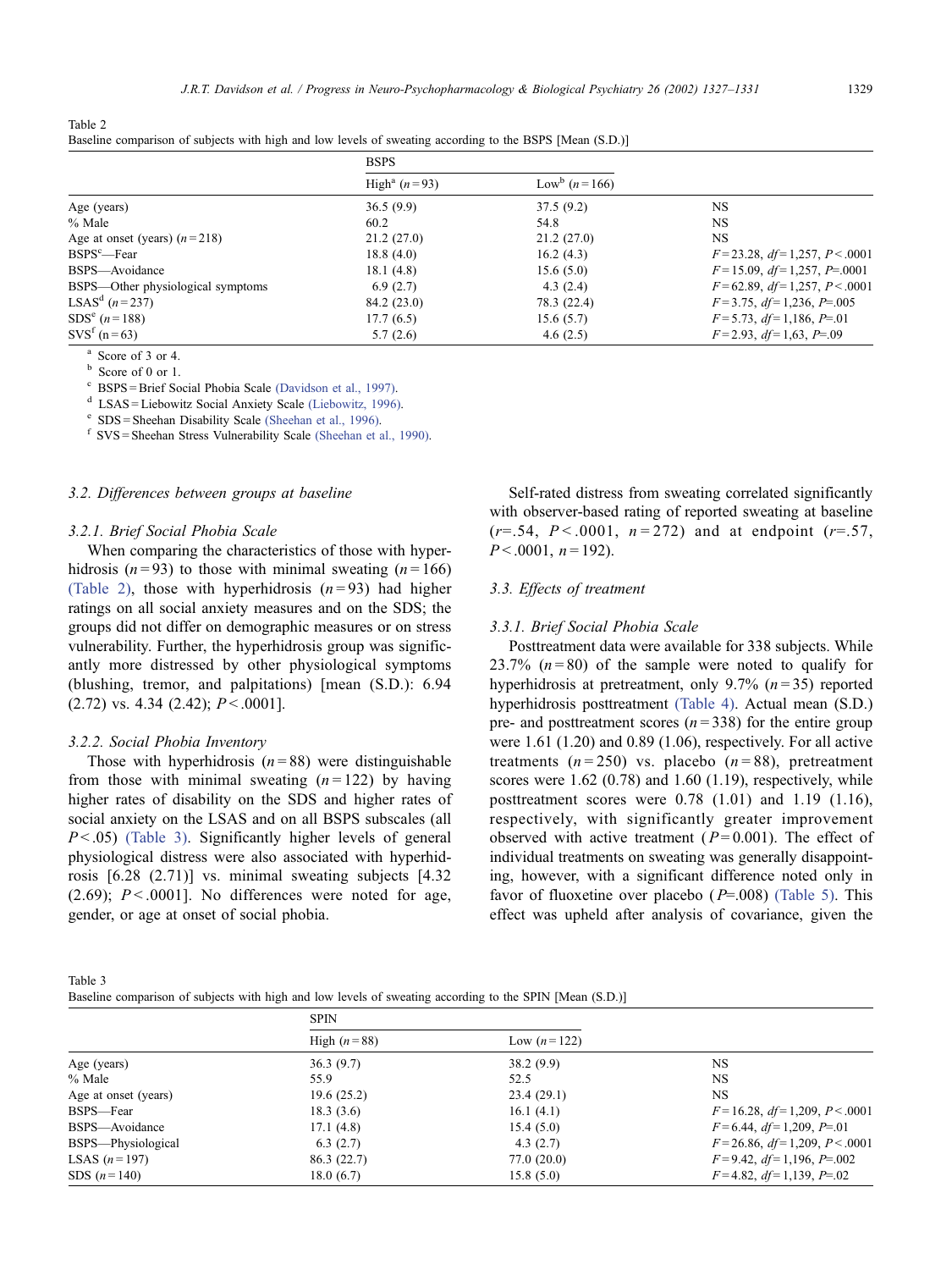Table 2
Baseline comparison of subjects with high and low levels of sweating according to the BSPS [Mean (S.D.)]

| | BSPS | | |
|---|---|---|---|
| | High[a] ($n=93$) | Low[b] ($n=166$) | |
| Age (years) | 36.5 (9.9) | 37.5 (9.2) | NS |
| % Male | 60.2 | 54.8 | NS |
| Age at onset (years) ($n=218$) | 21.2 (27.0) | 21.2 (27.0) | NS |
| BSPS[c]—Fear | 18.8 (4.0) | 16.2 (4.3) | $F=23.28$, $df=1,257$, $P<.0001$ |
| BSPS—Avoidance | 18.1 (4.8) | 15.6 (5.0) | $F=15.09$, $df=1,257$, $P=.0001$ |
| BSPS—Other physiological symptoms | 6.9 (2.7) | 4.3 (2.4) | $F=62.89$, $df=1,257$, $P<.0001$ |
| LSAS[d] ($n=237$) | 84.2 (23.0) | 78.3 (22.4) | $F=3.75$, $df=1,236$, $P=.005$ |
| SDS[e] ($n=188$) | 17.7 (6.5) | 15.6 (5.7) | $F=5.73$, $df=1,186$, $P=.01$ |
| SVS[f] (n = 63) | 5.7 (2.6) | 4.6 (2.5) | $F=2.93$, $df=1,63$, $P=.09$ |

[a] Score of 3 or 4.
[b] Score of 0 or 1.
[c] BSPS = Brief Social Phobia Scale (Davidson et al., 1997).
[d] LSAS = Liebowitz Social Anxiety Scale (Liebowitz, 1996).
[e] SDS = Sheehan Disability Scale (Sheehan et al., 1996).
[f] SVS = Sheehan Stress Vulnerability Scale (Sheehan et al., 1990).

### 3.2. Differences between groups at baseline

#### 3.2.1. Brief Social Phobia Scale

When comparing the characteristics of those with hyperhidrosis ($n=93$) to those with minimal sweating ($n=166$) (Table 2), those with hyperhidrosis ($n=93$) had higher ratings on all social anxiety measures and on the SDS; the groups did not differ on demographic measures or on stress vulnerability. Further, the hyperhidrosis group was significantly more distressed by other physiological symptoms (blushing, tremor, and palpitations) [mean (S.D.): 6.94 (2.72) vs. 4.34 (2.42); $P<.0001$].

#### 3.2.2. Social Phobia Inventory

Those with hyperhidrosis ($n=88$) were distinguishable from those with minimal sweating ($n=122$) by having higher rates of disability on the SDS and higher rates of social anxiety on the LSAS and on all BSPS subscales (all $P<.05$) (Table 3). Significantly higher levels of general physiological distress were also associated with hyperhidrosis [6.28 (2.71)] vs. minimal sweating subjects [4.32 (2.69); $P<.0001$]. No differences were noted for age, gender, or age at onset of social phobia.

Self-rated distress from sweating correlated significantly with observer-based rating of reported sweating at baseline ($r=.54$, $P<.0001$, $n=272$) and at endpoint ($r=.57$, $P<.0001$, $n=192$).

### 3.3. Effects of treatment

#### 3.3.1. Brief Social Phobia Scale

Posttreatment data were available for 338 subjects. While 23.7% ($n=80$) of the sample were noted to qualify for hyperhidrosis at pretreatment, only 9.7% ($n=35$) reported hyperhidrosis posttreatment (Table 4). Actual mean (S.D.) pre- and posttreatment scores ($n=338$) for the entire group were 1.61 (1.20) and 0.89 (1.06), respectively. For all active treatments ($n=250$) vs. placebo ($n=88$), pretreatment scores were 1.62 (0.78) and 1.60 (1.19), respectively, while posttreatment scores were 0.78 (1.01) and 1.19 (1.16), respectively, with significantly greater improvement observed with active treatment ($P=0.001$). The effect of individual treatments on sweating was generally disappointing, however, with a significant difference noted only in favor of fluoxetine over placebo ($P=.008$) (Table 5). This effect was upheld after analysis of covariance, given the

Table 3
Baseline comparison of subjects with high and low levels of sweating according to the SPIN [Mean (S.D.)]

| | SPIN | | |
|---|---|---|---|
| | High ($n=88$) | Low ($n=122$) | |
| Age (years) | 36.3 (9.7) | 38.2 (9.9) | NS |
| % Male | 55.9 | 52.5 | NS |
| Age at onset (years) | 19.6 (25.2) | 23.4 (29.1) | NS |
| BSPS—Fear | 18.3 (3.6) | 16.1 (4.1) | $F=16.28$, $df=1,209$, $P<.0001$ |
| BSPS—Avoidance | 17.1 (4.8) | 15.4 (5.0) | $F=6.44$, $df=1,209$, $P=.01$ |
| BSPS—Physiological | 6.3 (2.7) | 4.3 (2.7) | $F=26.86$, $df=1,209$, $P<.0001$ |
| LSAS ($n=197$) | 86.3 (22.7) | 77.0 (20.0) | $F=9.42$, $df=1,196$, $P=.002$ |
| SDS ($n=140$) | 18.0 (6.7) | 15.8 (5.0) | $F=4.82$, $df=1,139$, $P=.02$ |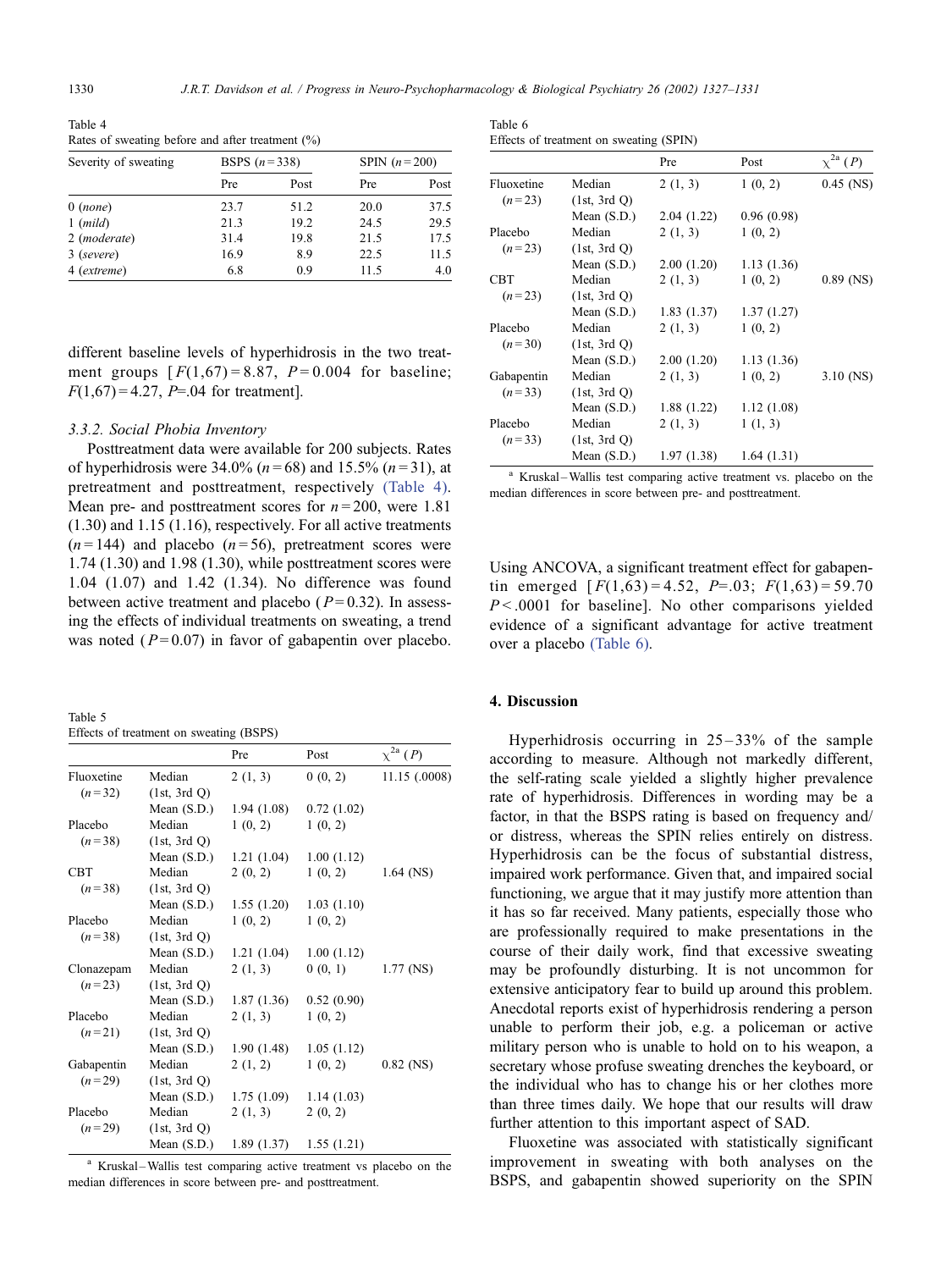Table 4
Rates of sweating before and after treatment (%)

| Severity of sweating | BSPS ($n$ = 338) | | SPIN ($n$ = 200) | |
|---|---|---|---|---|
| | Pre | Post | Pre | Post |
| 0 (*none*) | 23.7 | 51.2 | 20.0 | 37.5 |
| 1 (*mild*) | 21.3 | 19.2 | 24.5 | 29.5 |
| 2 (*moderate*) | 31.4 | 19.8 | 21.5 | 17.5 |
| 3 (*severe*) | 16.9 | 8.9 | 22.5 | 11.5 |
| 4 (*extreme*) | 6.8 | 0.9 | 11.5 | 4.0 |

different baseline levels of hyperhidrosis in the two treatment groups [$F(1,67) = 8.87$, $P = 0.004$ for baseline; $F(1,67) = 4.27$, $P$=.04 for treatment].

### 3.3.2. Social Phobia Inventory

Posttreatment data were available for 200 subjects. Rates of hyperhidrosis were 34.0% ($n$ = 68) and 15.5% ($n$ = 31), at pretreatment and posttreatment, respectively (Table 4). Mean pre- and posttreatment scores for $n$ = 200, were 1.81 (1.30) and 1.15 (1.16), respectively. For all active treatments ($n$ = 144) and placebo ($n$ = 56), pretreatment scores were 1.74 (1.30) and 1.98 (1.30), while posttreatment scores were 1.04 (1.07) and 1.42 (1.34). No difference was found between active treatment and placebo ($P$ = 0.32). In assessing the effects of individual treatments on sweating, a trend was noted ($P$ = 0.07) in favor of gabapentin over placebo. Using ANCOVA, a significant treatment effect for gabapentin emerged [$F(1,63) = 4.52$, $P$=.03; $F(1,63) = 59.70$ $P$ < .0001 for baseline]. No other comparisons yielded evidence of a significant advantage for active treatment over a placebo (Table 6).

Table 5
Effects of treatment on sweating (BSPS)

| | | Pre | Post | $\chi^{2a}$ ($P$) |
|---|---|---|---|---|
| Fluoxetine | Median | 2 (1, 3) | 0 (0, 2) | 11.15 (.0008) |
| ($n$ = 32) | (1st, 3rd Q) | | | |
| | Mean (S.D.) | 1.94 (1.08) | 0.72 (1.02) | |
| Placebo | Median | 1 (0, 2) | 1 (0, 2) | |
| ($n$ = 38) | (1st, 3rd Q) | | | |
| | Mean (S.D.) | 1.21 (1.04) | 1.00 (1.12) | |
| CBT | Median | 2 (0, 2) | 1 (0, 2) | 1.64 (NS) |
| ($n$ = 38) | (1st, 3rd Q) | | | |
| | Mean (S.D.) | 1.55 (1.20) | 1.03 (1.10) | |
| Placebo | Median | 1 (0, 2) | 1 (0, 2) | |
| ($n$ = 38) | (1st, 3rd Q) | | | |
| | Mean (S.D.) | 1.21 (1.04) | 1.00 (1.12) | |
| Clonazepam | Median | 2 (1, 3) | 0 (0, 1) | 1.77 (NS) |
| ($n$ = 23) | (1st, 3rd Q) | | | |
| | Mean (S.D.) | 1.87 (1.36) | 0.52 (0.90) | |
| Placebo | Median | 2 (1, 3) | 1 (0, 2) | |
| ($n$ = 21) | (1st, 3rd Q) | | | |
| | Mean (S.D.) | 1.90 (1.48) | 1.05 (1.12) | |
| Gabapentin | Median | 2 (1, 2) | 1 (0, 2) | 0.82 (NS) |
| ($n$ = 29) | (1st, 3rd Q) | | | |
| | Mean (S.D.) | 1.75 (1.09) | 1.14 (1.03) | |
| Placebo | Median | 2 (1, 3) | 2 (0, 2) | |
| ($n$ = 29) | (1st, 3rd Q) | | | |
| | Mean (S.D.) | 1.89 (1.37) | 1.55 (1.21) | |

[a] Kruskal–Wallis test comparing active treatment vs placebo on the median differences in score between pre- and posttreatment.

Table 6
Effects of treatment on sweating (SPIN)

| | | Pre | Post | $\chi^{2a}$ ($P$) |
|---|---|---|---|---|
| Fluoxetine | Median | 2 (1, 3) | 1 (0, 2) | 0.45 (NS) |
| ($n$ = 23) | (1st, 3rd Q) | | | |
| | Mean (S.D.) | 2.04 (1.22) | 0.96 (0.98) | |
| Placebo | Median | 2 (1, 3) | 1 (0, 2) | |
| ($n$ = 23) | (1st, 3rd Q) | | | |
| | Mean (S.D.) | 2.00 (1.20) | 1.13 (1.36) | |
| CBT | Median | 2 (1, 3) | 1 (0, 2) | 0.89 (NS) |
| ($n$ = 23) | (1st, 3rd Q) | | | |
| | Mean (S.D.) | 1.83 (1.37) | 1.37 (1.27) | |
| Placebo | Median | 2 (1, 3) | 1 (0, 2) | |
| ($n$ = 30) | (1st, 3rd Q) | | | |
| | Mean (S.D.) | 2.00 (1.20) | 1.13 (1.36) | |
| Gabapentin | Median | 2 (1, 3) | 1 (0, 2) | 3.10 (NS) |
| ($n$ = 33) | (1st, 3rd Q) | | | |
| | Mean (S.D.) | 1.88 (1.22) | 1.12 (1.08) | |
| Placebo | Median | 2 (1, 3) | 1 (1, 3) | |
| ($n$ = 33) | (1st, 3rd Q) | | | |
| | Mean (S.D.) | 1.97 (1.38) | 1.64 (1.31) | |

[a] Kruskal–Wallis test comparing active treatment vs. placebo on the median differences in score between pre- and posttreatment.

## 4. Discussion

Hyperhidrosis occurring in 25–33% of the sample according to measure. Although not markedly different, the self-rating scale yielded a slightly higher prevalence rate of hyperhidrosis. Differences in wording may be a factor, in that the BSPS rating is based on frequency and/or distress, whereas the SPIN relies entirely on distress. Hyperhidrosis can be the focus of substantial distress, impaired work performance. Given that, and impaired social functioning, we argue that it may justify more attention than it has so far received. Many patients, especially those who are professionally required to make presentations in the course of their daily work, find that excessive sweating may be profoundly disturbing. It is not uncommon for extensive anticipatory fear to build up around this problem. Anecdotal reports exist of hyperhidrosis rendering a person unable to perform their job, e.g. a policeman or active military person who is unable to hold on to his weapon, a secretary whose profuse sweating drenches the keyboard, or the individual who has to change his or her clothes more than three times daily. We hope that our results will draw further attention to this important aspect of SAD.

Fluoxetine was associated with statistically significant improvement in sweating with both analyses on the BSPS, and gabapentin showed superiority on the SPIN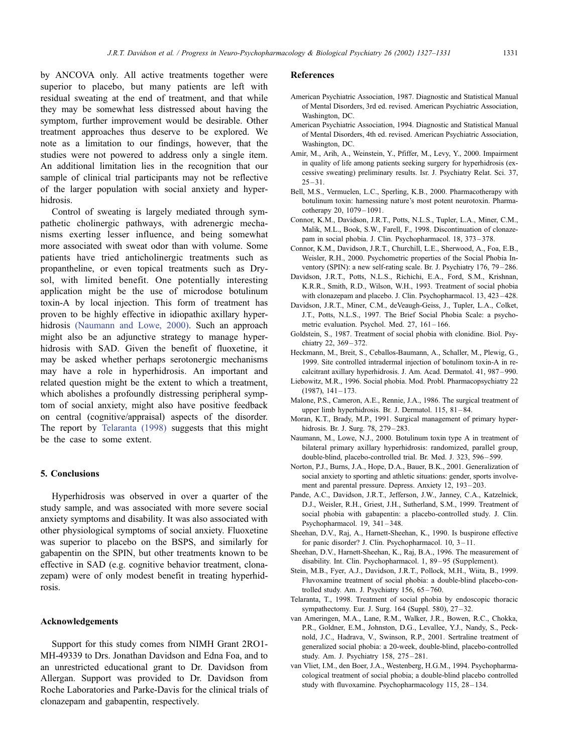by ANCOVA only. All active treatments together were superior to placebo, but many patients are left with residual sweating at the end of treatment, and that while they may be somewhat less distressed about having the symptom, further improvement would be desirable. Other treatment approaches thus deserve to be explored. We note as a limitation to our findings, however, that the studies were not powered to address only a single item. An additional limitation lies in the recognition that our sample of clinical trial participants may not be reflective of the larger population with social anxiety and hyperhidrosis.

Control of sweating is largely mediated through sympathetic cholinergic pathways, with adrenergic mechanisms exerting lesser influence, and being somewhat more associated with sweat odor than with volume. Some patients have tried anticholinergic treatments such as propantheline, or even topical treatments such as Drysol, with limited benefit. One potentially interesting application might be the use of microdose botulinum toxin-A by local injection. This form of treatment has proven to be highly effective in idiopathic axillary hyperhidrosis (Naumann and Lowe, 2000). Such an approach might also be an adjunctive strategy to manage hyperhidrosis with SAD. Given the benefit of fluoxetine, it may be asked whether perhaps serotonergic mechanisms may have a role in hyperhidrosis. An important and related question might be the extent to which a treatment, which abolishes a profoundly distressing peripheral symptom of social anxiety, might also have positive feedback on central (cognitive/appraisal) aspects of the disorder. The report by Telaranta (1998) suggests that this might be the case to some extent.

## 5. Conclusions

Hyperhidrosis was observed in over a quarter of the study sample, and was associated with more severe social anxiety symptoms and disability. It was also associated with other physiological symptoms of social anxiety. Fluoxetine was superior to placebo on the BSPS, and similarly for gabapentin on the SPIN, but other treatments known to be effective in SAD (e.g. cognitive behavior treatment, clonazepam) were of only modest benefit in treating hyperhidrosis.

## Acknowledgements

Support for this study comes from NIMH Grant 2RO1-MH-49339 to Drs. Jonathan Davidson and Edna Foa, and to an unrestricted educational grant to Dr. Davidson from Allergan. Support was provided to Dr. Davidson from Roche Laboratories and Parke-Davis for the clinical trials of clonazepam and gabapentin, respectively.

## References

American Psychiatric Association, 1987. Diagnostic and Statistical Manual of Mental Disorders, 3rd ed. revised. American Psychiatric Association, Washington, DC.

American Psychiatric Association, 1994. Diagnostic and Statistical Manual of Mental Disorders, 4th ed. revised. American Psychiatric Association, Washington, DC.

Amir, M., Arih, A., Weinstein, Y., Pfiffer, M., Levy, Y., 2000. Impairment in quality of life among patients seeking surgery for hyperhidrosis (excessive sweating) preliminary results. Isr. J. Psychiatry Relat. Sci. 37, 25–31.

Bell, M.S., Vermuelen, L.C., Sperling, K.B., 2000. Pharmacotherapy with botulinum toxin: harnessing nature's most potent neurotoxin. Pharmacotherapy 20, 1079–1091.

Connor, K.M., Davidson, J.R.T., Potts, N.L.S., Tupler, L.A., Miner, C.M., Malik, M.L., Book, S.W., Farell, F., 1998. Discontinuation of clonazepam in social phobia. J. Clin. Psychopharmacol. 18, 373–378.

Connor, K.M., Davidson, J.R.T., Churchill, L.E., Sherwood, A., Foa, E.B., Weisler, R.H., 2000. Psychometric properties of the Social Phobia Inventory (SPIN): a new self-rating scale. Br. J. Psychiatry 176, 79–286.

Davidson, J.R.T., Potts, N.L.S., Richichi, E.A., Ford, S.M., Krishnan, K.R.R., Smith, R.D., Wilson, W.H., 1993. Treatment of social phobia with clonazepam and placebo. J. Clin. Psychopharmacol. 13, 423–428.

Davidson, J.R.T., Miner, C.M., deVeaugh-Geiss, J., Tupler, L.A., Colket, J.T., Potts, N.L.S., 1997. The Brief Social Phobia Scale: a psychometric evaluation. Psychol. Med. 27, 161–166.

Goldstein, S., 1987. Treatment of social phobia with clonidine. Biol. Psychiatry 22, 369–372.

Heckmann, M., Breit, S., Ceballos-Baumann, A., Schaller, M., Plewig, G., 1999. Site controlled intradermal injection of botulinom toxin-A in recalcitrant axillary hyperhidrosis. J. Am. Acad. Dermatol. 41, 987–990.

Liebowitz, M.R., 1996. Social phobia. Mod. Probl. Pharmacopsychiatry 22 (1987), 141–173.

Malone, P.S., Cameron, A.E., Rennie, J.A., 1986. The surgical treatment of upper limb hyperhidrosis. Br. J. Dermatol. 115, 81–84.

Moran, K.T., Brady, M.P., 1991. Surgical management of primary hyperhidrosis. Br. J. Surg. 78, 279–283.

Naumann, M., Lowe, N.J., 2000. Botulinum toxin type A in treatment of bilateral primary axillary hyperhidrosis: randomized, parallel group, double-blind, placebo-controlled trial. Br. Med. J. 323, 596–599.

Norton, P.J., Burns, J.A., Hope, D.A., Bauer, B.K., 2001. Generalization of social anxiety to sporting and athletic situations: gender, sports involvement and parental pressure. Depress. Anxiety 12, 193–203.

Pande, A.C., Davidson, J.R.T., Jefferson, J.W., Janney, C.A., Katzelnick, D.J., Weisler, R.H., Griest, J.H., Sutherland, S.M., 1999. Treatment of social phobia with gabapentin: a placebo-controlled study. J. Clin. Psychopharmacol. 19, 341–348.

Sheehan, D.V., Raj, A., Harnett-Sheehan, K., 1990. Is buspirone effective for panic disorder? J. Clin. Psychopharmacol. 10, 3–11.

Sheehan, D.V., Harnett-Sheehan, K., Raj, B.A., 1996. The measurement of disability. Int. Clin. Psychopharmacol. 1, 89–95 (Supplement).

Stein, M.B., Fyer, A.J., Davidson, J.R.T., Pollock, M.H., Wiita, B., 1999. Fluvoxamine treatment of social phobia: a double-blind placebo-controlled study. Am. J. Psychiatry 156, 65–760.

Telaranta, T., 1998. Treatment of social phobia by endoscopic thoracic sympathectomy. Eur. J. Surg. 164 (Suppl. 580), 27–32.

van Ameringen, M.A., Lane, R.M., Walker, J.R., Bowen, R.C., Chokka, P.R., Goldner, E.M., Johnston, D.G., Levallee, Y.J., Nandy, S., Pecknold, J.C., Hadrava, V., Swinson, R.P., 2001. Sertraline treatment of generalized social phobia: a 20-week, double-blind, placebo-controlled study. Am. J. Psychiatry 158, 275–281.

van Vliet, I.M., den Boer, J.A., Westenberg, H.G.M., 1994. Psychopharmacological treatment of social phobia; a double-blind placebo controlled study with fluvoxamine. Psychopharmacology 115, 28–134.